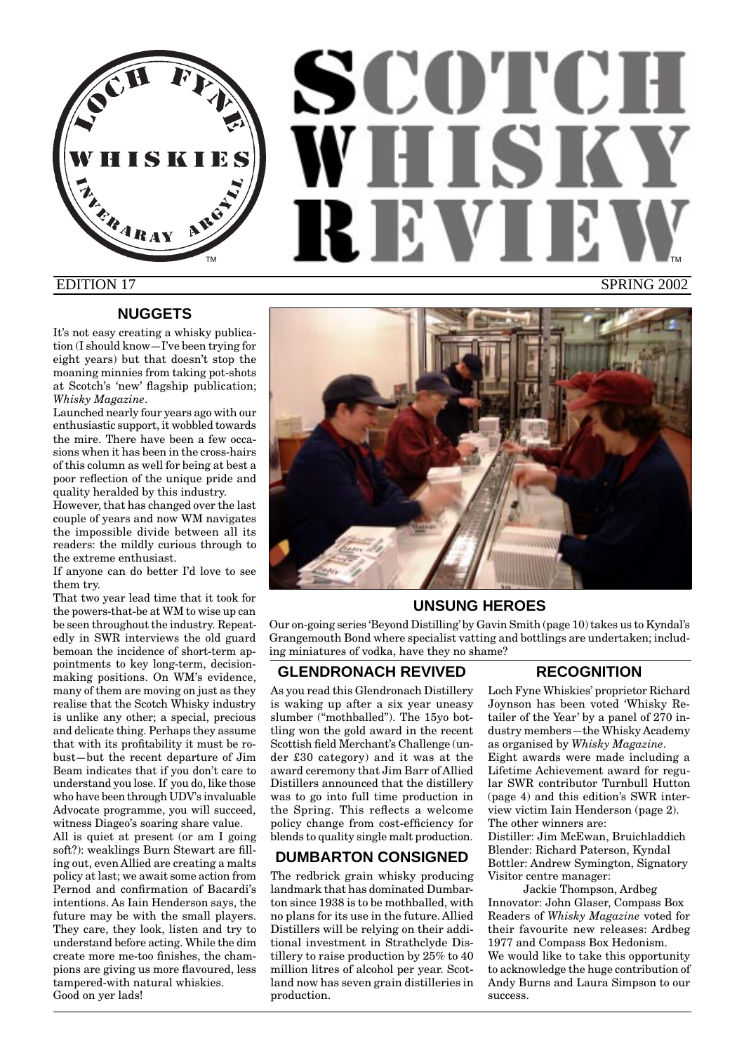# SCOTCH WHISKY REVIEW

LOCH FYNE WHISKIES INVERARAY ARGYLL

EDITION 17 SPRING 2002

## NUGGETS

It's not easy creating a whisky publication (I should know—I've been trying for eight years) but that doesn't stop the moaning minnies from taking pot-shots at Scotch's 'new' flagship publication; *Whisky Magazine*.

Launched nearly four years ago with our enthusiastic support, it wobbled towards the mire. There have been a few occasions when it has been in the cross-hairs of this column as well for being at best a poor reflection of the unique pride and quality heralded by this industry.

However, that has changed over the last couple of years and now WM navigates the impossible divide between all its readers: the mildly curious through to the extreme enthusiast.

If anyone can do better I'd love to see them try.

That two year lead time that it took for the powers-that-be at WM to wise up can be seen throughout the industry. Repeatedly in SWR interviews the old guard bemoan the incidence of short-term appointments to key long-term, decision-making positions. On WM's evidence, many of them are moving on just as they realise that the Scotch Whisky industry is unlike any other; a special, precious and delicate thing. Perhaps they assume that with its profitability it must be robust—but the recent departure of Jim Beam indicates that if you don't care to understand you lose. If you do, like those who have been through UDV's invaluable Advocate programme, you will succeed, witness Diageo's soaring share value.

All is quiet at present (or am I going soft?): weaklings Burn Stewart are filling out, even Allied are creating a malts policy at last; we await some action from Pernod and confirmation of Bacardi's intentions. As Iain Henderson says, the future may be with the small players. They care, they look, listen and try to understand before acting. While the dim create more me-too finishes, the champions are giving us more flavoured, less tampered-with natural whiskies.

Good on yer lads!

## UNSUNG HEROES

Our on-going series 'Beyond Distilling' by Gavin Smith (page 10) takes us to Kyndal's Grangemouth Bond where specialist vatting and bottlings are undertaken; including miniatures of vodka, have they no shame?

## GLENDRONACH REVIVED

As you read this Glendronach Distillery is waking up after a six year uneasy slumber ("mothballed"). The 15yo bottling won the gold award in the recent Scottish field Merchant's Challenge (under £30 category) and it was at the award ceremony that Jim Barr of Allied Distillers announced that the distillery was to go into full time production in the Spring. This reflects a welcome policy change from cost-efficiency for blends to quality single malt production.

## DUMBARTON CONSIGNED

The redbrick grain whisky producing landmark that has dominated Dumbarton since 1938 is to be mothballed, with no plans for its use in the future. Allied Distillers will be relying on their additional investment in Strathclyde Distillery to raise production by 25% to 40 million litres of alcohol per year. Scotland now has seven grain distilleries in production.

## RECOGNITION

Loch Fyne Whiskies' proprietor Richard Joynson has been voted 'Whisky Retailer of the Year' by a panel of 270 industry members—the Whisky Academy as organised by *Whisky Magazine*.

Eight awards were made including a Lifetime Achievement award for regular SWR contributor Turnbull Hutton (page 4) and this edition's SWR interview victim Iain Henderson (page 2).

The other winners are:

Distiller: Jim McEwan, Bruichladdich
Blender: Richard Paterson, Kyndal
Bottler: Andrew Symington, Signatory
Visitor centre manager: Jackie Thompson, Ardbeg
Innovator: John Glaser, Compass Box

Readers of *Whisky Magazine* voted for their favourite new releases: Ardbeg 1977 and Compass Box Hedonism.

We would like to take this opportunity to acknowledge the huge contribution of Andy Burns and Laura Simpson to our success.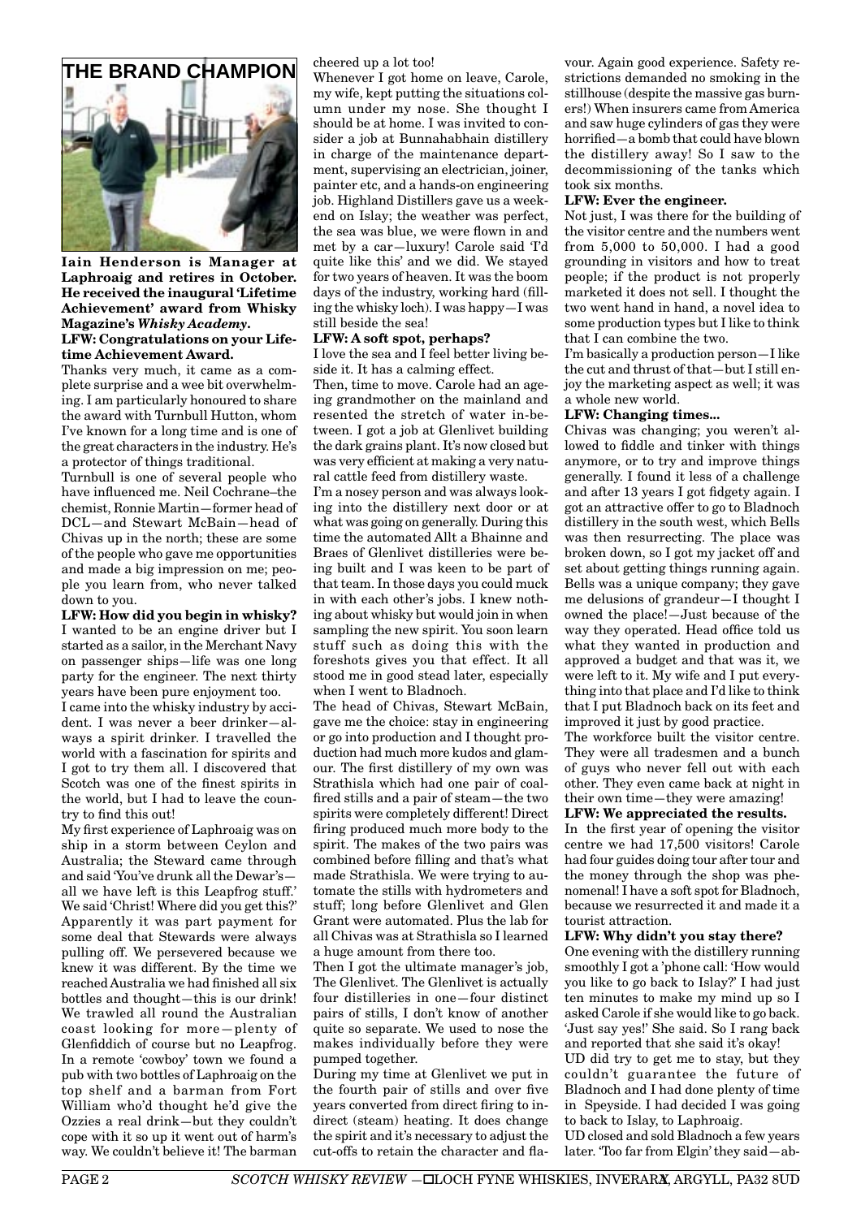# THE BRAND CHAMPION

**Iain Henderson is Manager at Laphroaig and retires in October. He received the inaugural 'Lifetime Achievement' award from Whisky Magazine's *Whisky Academy*.**

**LFW: Congratulations on your Lifetime Achievement Award.**

Thanks very much, it came as a complete surprise and a wee bit overwhelming. I am particularly honoured to share the award with Turnbull Hutton, whom I've known for a long time and is one of the great characters in the industry. He's a protector of things traditional.

Turnbull is one of several people who have influenced me. Neil Cochrane–the chemist, Ronnie Martin—former head of DCL—and Stewart McBain—head of Chivas up in the north; these are some of the people who gave me opportunities and made a big impression on me; people you learn from, who never talked down to you.

**LFW: How did you begin in whisky?**

I wanted to be an engine driver but I started as a sailor, in the Merchant Navy on passenger ships—life was one long party for the engineer. The next thirty years have been pure enjoyment too.

I came into the whisky industry by accident. I was never a beer drinker—always a spirit drinker. I travelled the world with a fascination for spirits and I got to try them all. I discovered that Scotch was one of the finest spirits in the world, but I had to leave the country to find this out!

My first experience of Laphroaig was on ship in a storm between Ceylon and Australia; the Steward came through and said 'You've drunk all the Dewar's—all we have left is this Leapfrog stuff.' We said 'Christ! Where did you get this?' Apparently it was part payment for some deal that Stewards were always pulling off. We persevered because we knew it was different. By the time we reached Australia we had finished all six bottles and thought—this is our drink! We trawled all round the Australian coast looking for more—plenty of Glenfiddich of course but no Leapfrog. In a remote 'cowboy' town we found a pub with two bottles of Laphroaig on the top shelf and a barman from Fort William who'd thought he'd give the Ozzies a real drink—but they couldn't cope with it so up it went out of harm's way. We couldn't believe it! The barman cheered up a lot too!

Whenever I got home on leave, Carole, my wife, kept putting the situations column under my nose. She thought I should be at home. I was invited to consider a job at Bunnahabhain distillery in charge of the maintenance department, supervising an electrician, joiner, painter etc, and a hands-on engineering job. Highland Distillers gave us a weekend on Islay; the weather was perfect, the sea was blue, we were flown in and met by a car—luxury! Carole said 'I'd quite like this' and we did. We stayed for two years of heaven. It was the boom days of the industry, working hard (filling the whisky loch). I was happy—I was still beside the sea!

**LFW: A soft spot, perhaps?**

I love the sea and I feel better living beside it. It has a calming effect.

Then, time to move. Carole had an ageing grandmother on the mainland and resented the stretch of water in-between. I got a job at Glenlivet building the dark grains plant. It's now closed but was very efficient at making a very natural cattle feed from distillery waste.

I'm a nosey person and was always looking into the distillery next door or at what was going on generally. During this time the automated Allt a Bhainne and Braes of Glenlivet distilleries were being built and I was keen to be part of that team. In those days you could muck in with each other's jobs. I knew nothing about whisky but would join in when sampling the new spirit. You soon learn stuff such as doing this with the foreshots gives you that effect. It all stood me in good stead later, especially when I went to Bladnoch.

The head of Chivas, Stewart McBain, gave me the choice: stay in engineering or go into production and I thought production had much more kudos and glamour. The first distillery of my own was Strathisla which had one pair of coal-fired stills and a pair of steam—the two spirits were completely different! Direct firing produced much more body to the spirit. The makes of the two pairs was combined before filling and that's what made Strathisla. We were trying to automate the stills with hydrometers and stuff; long before Glenlivet and Glen Grant were automated. Plus the lab for all Chivas was at Strathisla so I learned a huge amount from there too.

Then I got the ultimate manager's job, The Glenlivet. The Glenlivet is actually four distilleries in one—four distinct pairs of stills, I don't know of another quite so separate. We used to nose the makes individually before they were pumped together.

During my time at Glenlivet we put in the fourth pair of stills and over five years converted from direct firing to indirect (steam) heating. It does change the spirit and it's necessary to adjust the cut-offs to retain the character and flavour. Again good experience. Safety restrictions demanded no smoking in the stillhouse (despite the massive gas burners!) When insurers came from America and saw huge cylinders of gas they were horrified—a bomb that could have blown the distillery away! So I saw to the decommissioning of the tanks which took six months.

**LFW: Ever the engineer.**

Not just, I was there for the building of the visitor centre and the numbers went from 5,000 to 50,000. I had a good grounding in visitors and how to treat people; if the product is not properly marketed it does not sell. I thought the two went hand in hand, a novel idea to some production types but I like to think that I can combine the two.

I'm basically a production person—I like the cut and thrust of that—but I still enjoy the marketing aspect as well; it was a whole new world.

**LFW: Changing times...**

Chivas was changing; you weren't allowed to fiddle and tinker with things anymore, or to try and improve things generally. I found it less of a challenge and after 13 years I got fidgety again. I got an attractive offer to go to Bladnoch distillery in the south west, which Bells was then resurrecting. The place was broken down, so I got my jacket off and set about getting things running again. Bells was a unique company; they gave me delusions of grandeur—I thought I owned the place!—Just because of the way they operated. Head office told us what they wanted in production and approved a budget and that was it, we were left to it. My wife and I put everything into that place and I'd like to think that I put Bladnoch back on its feet and improved it just by good practice.

The workforce built the visitor centre. They were all tradesmen and a bunch of guys who never fell out with each other. They even came back at night in their own time—they were amazing!

**LFW: We appreciated the results.**

In the first year of opening the visitor centre we had 17,500 visitors! Carole had four guides doing tour after tour and the money through the shop was phenomenal! I have a soft spot for Bladnoch, because we resurrected it and made it a tourist attraction.

**LFW: Why didn't you stay there?**

One evening with the distillery running smoothly I got a 'phone call: 'How would you like to go back to Islay?' I had just ten minutes to make my mind up so I asked Carole if she would like to go back. 'Just say yes!' She said. So I rang back and reported that she said it's okay!

UD did try to get me to stay, but they couldn't guarantee the future of Bladnoch and I had done plenty of time in Speyside. I had decided I was going to back to Islay, to Laphroaig.

UD closed and sold Bladnoch a few years later. 'Too far from Elgin' they said—ab-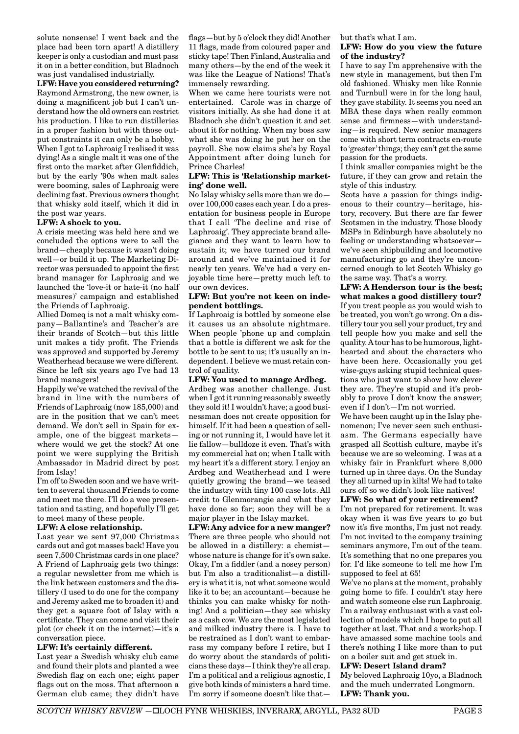solute nonsense! I went back and the place had been torn apart! A distillery keeper is only a custodian and must pass it on in a better condition, but Bladnoch was just vandalised industrially.

**LFW: Have you considered returning?**

Raymond Armstrong, the new owner, is doing a magnificent job but I can't understand how the old owners can restrict his production. I like to run distilleries in a proper fashion but with those output constraints it can only be a hobby.

When I got to Laphroaig I realised it was dying! As a single malt it was one of the first onto the market after Glenfiddich, but by the early '90s when malt sales were booming, sales of Laphroaig were declining fast. Previous owners thought that whisky sold itself, which it did in the post war years.

**LFW: A shock to you.**

A crisis meeting was held here and we concluded the options were to sell the brand—cheaply because it wasn't doing well—or build it up. The Marketing Director was persuaded to appoint the first brand manager for Laphroaig and we launched the 'love-it or hate-it (no half measures)' campaign and established the Friends of Laphroaig.

Allied Domeq is not a malt whisky company—Ballantine's and Teacher's are their brands of Scotch—but this little unit makes a tidy profit. The Friends was approved and supported by Jeremy Weatherhead because we were different. Since he left six years ago I've had 13 brand managers!

Happily we've watched the revival of the brand in line with the numbers of Friends of Laphroaig (now 185,000) and are in the position that we can't meet demand. We don't sell in Spain for example, one of the biggest markets—where would we get the stock? At one point we were supplying the British Ambassador in Madrid direct by post from Islay!

I'm off to Sweden soon and we have written to several thousand Friends to come and meet me there. I'll do a wee presentation and tasting, and hopefully I'll get to meet many of these people.

**LFW: A close relationship.**

Last year we sent 97,000 Christmas cards out and got masses back! Have you seen 7,500 Christmas cards in one place? A Friend of Laphroaig gets two things: a regular newsletter from me which is the link between customers and the distillery (I used to do one for the company and Jeremy asked me to broaden it) and they get a square foot of Islay with a certificate. They can come and visit their plot (or check it on the internet)—it's a conversation piece.

**LFW: It's certainly different.**

Last year a Swedish whisky club came and found their plots and planted a wee Swedish flag on each one; eight paper flags out on the moss. That afternoon a German club came; they didn't have flags—but by 5 o'clock they did! Another 11 flags, made from coloured paper and sticky tape! Then Finland, Australia and many others—by the end of the week it was like the League of Nations! That's immensely rewarding.

When we came here tourists were not entertained. Carole was in charge of visitors initially. As she had done it at Bladnoch she didn't question it and set about it for nothing. When my boss saw what she was doing he put her on the payroll. She now claims she's by Royal Appointment after doing lunch for Prince Charles!

**LFW: This is 'Relationship marketing' done well.**

No Islay whisky sells more than we do—over 100,000 cases each year. I do a presentation for business people in Europe that I call 'The decline and rise of Laphroaig'. They appreciate brand allegiance and they want to learn how to sustain it; we have turned our brand around and we've maintained it for nearly ten years. We've had a very enjoyable time here—pretty much left to our own devices.

**LFW: But you're not keen on independent bottlings.**

If Laphroaig is bottled by someone else it causes us an absolute nightmare. When people 'phone up and complain that a bottle is different we ask for the bottle to be sent to us; it's usually an independent. I believe we must retain control of quality.

**LFW: You used to manage Ardbeg.**

Ardbeg was another challenge. Just when I got it running reasonably sweetly they sold it! I wouldn't have; a good businessman does not create opposition for himself. If it had been a question of selling or not running it, I would have let it lie fallow—bulldoze it even. That's with my commercial hat on; when I talk with my heart it's a different story. I enjoy an Ardbeg and Weatherhead and I were quietly growing the brand—we teased the industry with tiny 100 case lots. All credit to Glenmorangie and what they have done so far; soon they will be a major player in the Islay market.

**LFW: Any advice for a new manger?**

There are three people who should not be allowed in a distillery: a chemist—whose nature is change for it's own sake. Okay, I'm a fiddler (and a nosey person) but I'm also a traditionalist—a distillery is what it is, not what someone would like it to be; an accountant—because he thinks you can make whisky for nothing! And a politician—they see whisky as a cash cow. We are the most legislated and milked industry there is. I have to be restrained as I don't want to embarrass my company before I retire, but I do worry about the standards of politicians these days—I think they're all crap. I'm a political and a religious agnostic, I give both kinds of ministers a hard time. I'm sorry if someone doesn't like that—but that's what I am.

**LFW: How do you view the future of the industry?**

I have to say I'm apprehensive with the new style in management, but then I'm old fashioned. Whisky men like Ronnie and Turnbull were in for the long haul, they gave stability. It seems you need an MBA these days when really common sense and firmness—with understanding—is required. New senior managers come with short term contracts en-route to 'greater' things; they can't get the same passion for the products.

I think smaller companies might be the future, if they can grow and retain the style of this industry.

Scots have a passion for things indigenous to their country—heritage, history, recovery. But there are far fewer Scotsmen in the industry. Those bloody MSPs in Edinburgh have absolutely no feeling or understanding whatsoever—we've seen shipbuilding and locomotive manufacturing go and they're unconcerned enough to let Scotch Whisky go the same way. That's a worry.

**LFW: A Henderson tour is the best; what makes a good distillery tour?**

If you treat people as you would wish to be treated, you won't go wrong. On a distillery tour you sell your product, try and tell people how you make and sell the quality. A tour has to be humorous, lighthearted and about the characters who have been here. Occasionally you get wise-guys asking stupid technical questions who just want to show how clever they are. They're stupid and it's probably to prove I don't know the answer; even if I don't—I'm not worried.

We have been caught up in the Islay phenomenon; I've never seen such enthusiasm. The Germans especially have grasped all Scottish culture, maybe it's because we are so welcoming. I was at a whisky fair in Frankfurt where 8,000 turned up in three days. On the Sunday they all turned up in kilts! We had to take ours off so we didn't look like natives!

**LFW: So what of your retirement?**

I'm not prepared for retirement. It was okay when it was five years to go but now it's five months, I'm just not ready. I'm not invited to the company training seminars anymore, I'm out of the team. It's something that no one prepares you for. I'd like someone to tell me how I'm supposed to feel at 65!

We've no plans at the moment, probably going home to fife. I couldn't stay here and watch someone else run Laphroaig. I'm a railway enthusiast with a vast collection of models which I hope to put all together at last. That and a workshop. I have amassed some machine tools and there's nothing I like more than to put on a boiler suit and get stuck in.

**LFW: Desert Island dram?**

My beloved Laphroaig 10yo, a Bladnoch and the much underrated Longmorn.

**LFW: Thank you.**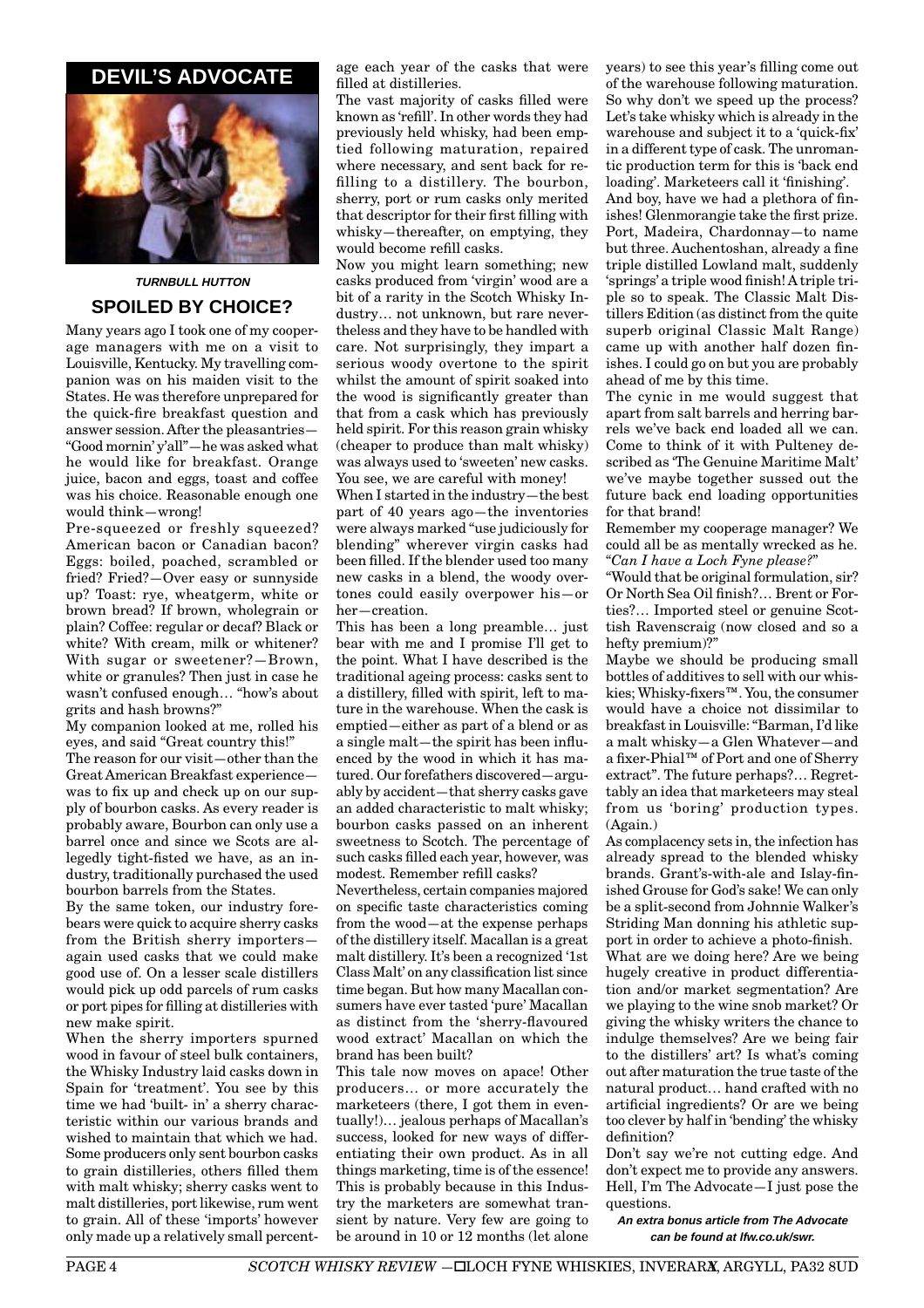## DEVIL'S ADVOCATE

***TURNBULL HUTTON***

## SPOILED BY CHOICE?

Many years ago I took one of my cooperage managers with me on a visit to Louisville, Kentucky. My travelling companion was on his maiden visit to the States. He was therefore unprepared for the quick-fire breakfast question and answer session. After the pleasantries—"Good mornin' y'all"—he was asked what he would like for breakfast. Orange juice, bacon and eggs, toast and coffee was his choice. Reasonable enough one would think—wrong!

Pre-squeezed or freshly squeezed? American bacon or Canadian bacon? Eggs: boiled, poached, scrambled or fried? Fried?—Over easy or sunnyside up? Toast: rye, wheatgerm, white or brown bread? If brown, wholegrain or plain? Coffee: regular or decaf? Black or white? With cream, milk or whitener? With sugar or sweetener?—Brown, white or granules? Then just in case he wasn't confused enough… "how's about grits and hash browns?"

My companion looked at me, rolled his eyes, and said "Great country this!"

The reason for our visit—other than the Great American Breakfast experience—was to fix up and check up on our supply of bourbon casks. As every reader is probably aware, Bourbon can only use a barrel once and since we Scots are allegedly tight-fisted we have, as an industry, traditionally purchased the used bourbon barrels from the States.

By the same token, our industry forebears were quick to acquire sherry casks from the British sherry importers—again used casks that we could make good use of. On a lesser scale distillers would pick up odd parcels of rum casks or port pipes for filling at distilleries with new make spirit.

When the sherry importers spurned wood in favour of steel bulk containers, the Whisky Industry laid casks down in Spain for 'treatment'. You see by this time we had 'built- in' a sherry characteristic within our various brands and wished to maintain that which we had. Some producers only sent bourbon casks to grain distilleries, others filled them with malt whisky; sherry casks went to malt distilleries, port likewise, rum went to grain. All of these 'imports' however only made up a relatively small percentage each year of the casks that were filled at distilleries.

The vast majority of casks filled were known as 'refill'. In other words they had previously held whisky, had been emptied following maturation, repaired where necessary, and sent back for refilling to a distillery. The bourbon, sherry, port or rum casks only merited that descriptor for their first filling with whisky—thereafter, on emptying, they would become refill casks.

Now you might learn something; new casks produced from 'virgin' wood are a bit of a rarity in the Scotch Whisky Industry… not unknown, but rare nevertheless and they have to be handled with care. Not surprisingly, they impart a serious woody overtone to the spirit whilst the amount of spirit soaked into the wood is significantly greater than that from a cask which has previously held spirit. For this reason grain whisky (cheaper to produce than malt whisky) was always used to 'sweeten' new casks. You see, we are careful with money!

When I started in the industry—the best part of 40 years ago—the inventories were always marked "use judiciously for blending" wherever virgin casks had been filled. If the blender used too many new casks in a blend, the woody overtones could easily overpower his—or her—creation.

This has been a long preamble… just bear with me and I promise I'll get to the point. What I have described is the traditional ageing process: casks sent to a distillery, filled with spirit, left to mature in the warehouse. When the cask is emptied—either as part of a blend or as a single malt—the spirit has been influenced by the wood in which it has matured. Our forefathers discovered—arguably by accident—that sherry casks gave an added characteristic to malt whisky; bourbon casks passed on an inherent sweetness to Scotch. The percentage of such casks filled each year, however, was modest. Remember refill casks?

Nevertheless, certain companies majored on specific taste characteristics coming from the wood—at the expense perhaps of the distillery itself. Macallan is a great malt distillery. It's been a recognized '1st Class Malt' on any classification list since time began. But how many Macallan consumers have ever tasted 'pure' Macallan as distinct from the 'sherry-flavoured wood extract' Macallan on which the brand has been built?

This tale now moves on apace! Other producers… or more accurately the marketeers (there, I got them in eventually!)… jealous perhaps of Macallan's success, looked for new ways of differentiating their own product. As in all things marketing, time is of the essence! This is probably because in this Industry the marketers are somewhat transient by nature. Very few are going to be around in 10 or 12 months (let alone years) to see this year's filling come out of the warehouse following maturation. So why don't we speed up the process? Let's take whisky which is already in the warehouse and subject it to a 'quick-fix' in a different type of cask. The unromantic production term for this is 'back end loading'. Marketeers call it 'finishing'.

And boy, have we had a plethora of finishes! Glenmorangie take the first prize. Port, Madeira, Chardonnay—to name but three. Auchentoshan, already a fine triple distilled Lowland malt, suddenly 'springs' a triple wood finish! A triple triple so to speak. The Classic Malt Distillers Edition (as distinct from the quite superb original Classic Malt Range) came up with another half dozen finishes. I could go on but you are probably ahead of me by this time.

The cynic in me would suggest that apart from salt barrels and herring barrels we've back end loaded all we can. Come to think of it with Pulteney described as 'The Genuine Maritime Malt' we've maybe together sussed out the future back end loading opportunities for that brand!

Remember my cooperage manager? We could all be as mentally wrecked as he. "*Can I have a Loch Fyne please?*"

"Would that be original formulation, sir? Or North Sea Oil finish?… Brent or Forties?… Imported steel or genuine Scottish Ravenscraig (now closed and so a hefty premium)?"

Maybe we should be producing small bottles of additives to sell with our whiskies; Whisky-fixers™. You, the consumer would have a choice not dissimilar to breakfast in Louisville: "Barman, I'd like a malt whisky—a Glen Whatever—and a fixer-Phial™ of Port and one of Sherry extract". The future perhaps?… Regrettably an idea that marketeers may steal from us 'boring' production types. (Again.)

As complacency sets in, the infection has already spread to the blended whisky brands. Grant's-with-ale and Islay-finished Grouse for God's sake! We can only be a split-second from Johnnie Walker's Striding Man donning his athletic support in order to achieve a photo-finish.

What are we doing here? Are we being hugely creative in product differentiation and/or market segmentation? Are we playing to the wine snob market? Or giving the whisky writers the chance to indulge themselves? Are we being fair to the distillers' art? Is what's coming out after maturation the true taste of the natural product… hand crafted with no artificial ingredients? Or are we being too clever by half in 'bending' the whisky definition?

Don't say we're not cutting edge. And don't expect me to provide any answers. Hell, I'm The Advocate—I just pose the questions.

***An extra bonus article from The Advocate can be found at lfw.co.uk/swr.***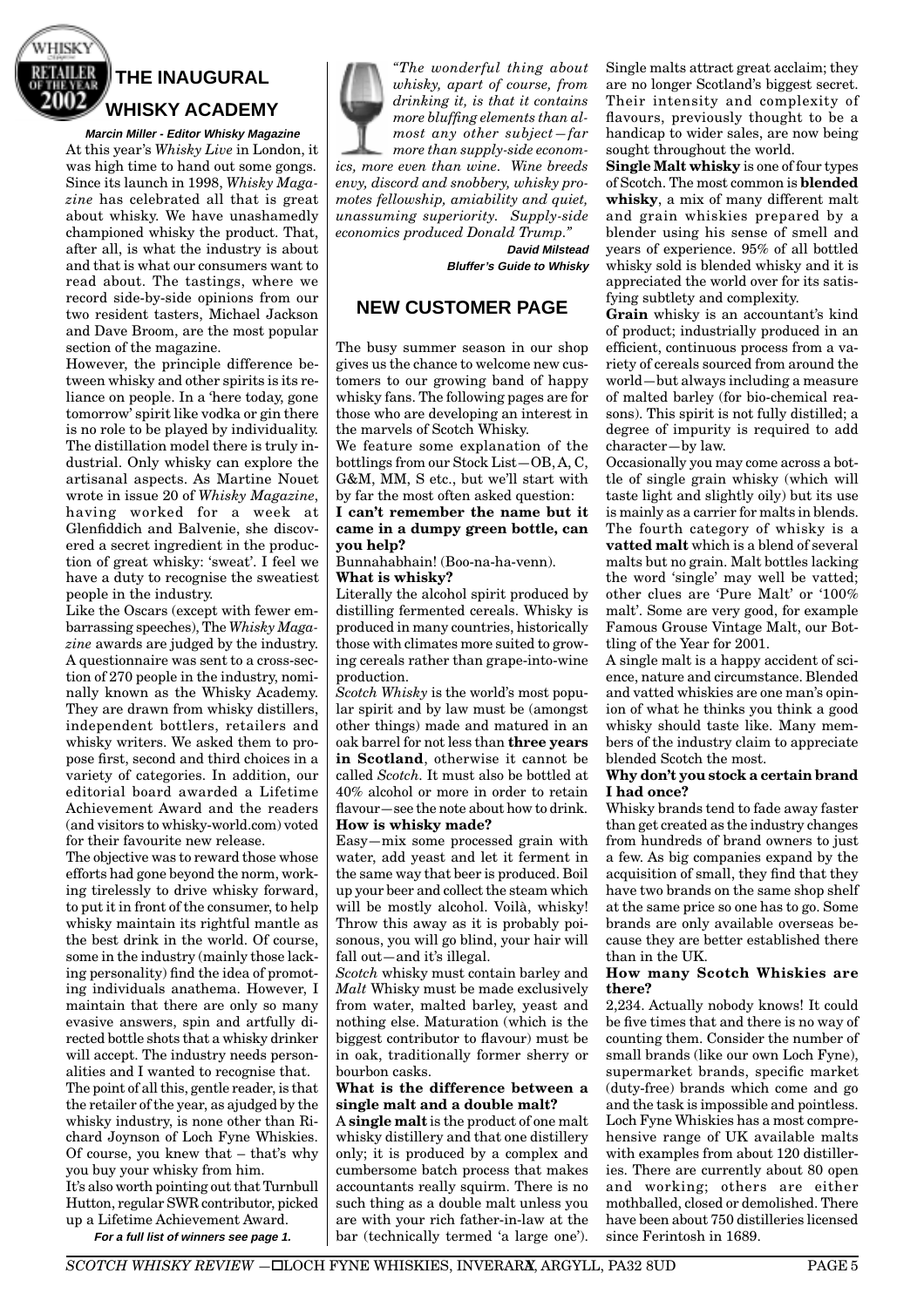## THE INAUGURAL WHISKY ACADEMY

***Marcin Miller - Editor Whisky Magazine***

At this year's *Whisky Live* in London, it was high time to hand out some gongs. Since its launch in 1998, *Whisky Magazine* has celebrated all that is great about whisky. We have unashamedly championed whisky the product. That, after all, is what the industry is about and that is what our consumers want to read about. The tastings, where we record side-by-side opinions from our two resident tasters, Michael Jackson and Dave Broom, are the most popular section of the magazine.

However, the principle difference between whisky and other spirits is its reliance on people. In a 'here today, gone tomorrow' spirit like vodka or gin there is no role to be played by individuality. The distillation model there is truly industrial. Only whisky can explore the artisanal aspects. As Martine Nouet wrote in issue 20 of *Whisky Magazine*, having worked for a week at Glenfiddich and Balvenie, she discovered a secret ingredient in the production of great whisky: 'sweat'. I feel we have a duty to recognise the sweatiest people in the industry.

Like the Oscars (except with fewer embarrassing speeches), The *Whisky Magazine* awards are judged by the industry. A questionnaire was sent to a cross-section of 270 people in the industry, nominally known as the Whisky Academy. They are drawn from whisky distillers, independent bottlers, retailers and whisky writers. We asked them to propose first, second and third choices in a variety of categories. In addition, our editorial board awarded a Lifetime Achievement Award and the readers (and visitors to whisky-world.com) voted for their favourite new release.

The objective was to reward those whose efforts had gone beyond the norm, working tirelessly to drive whisky forward, to put it in front of the consumer, to help whisky maintain its rightful mantle as the best drink in the world. Of course, some in the industry (mainly those lacking personality) find the idea of promoting individuals anathema. However, I maintain that there are only so many evasive answers, spin and artfully directed bottle shots that a whisky drinker will accept. The industry needs personalities and I wanted to recognise that.

The point of all this, gentle reader, is that the retailer of the year, as ajudged by the whisky industry, is none other than Richard Joynson of Loch Fyne Whiskies. Of course, you knew that – that's why you buy your whisky from him.

It's also worth pointing out that Turnbull Hutton, regular SWR contributor, picked up a Lifetime Achievement Award.

***For a full list of winners see page 1.***

*"The wonderful thing about whisky, apart of course, from drinking it, is that it contains more bluffing elements than almost any other subject—far more than supply-side economics, more even than wine. Wine breeds envy, discord and snobbery, whisky promotes fellowship, amiability and quiet, unassuming superiority. Supply-side economics produced Donald Trump."*

***David Milstead***
***Bluffer's Guide to Whisky***

## NEW CUSTOMER PAGE

The busy summer season in our shop gives us the chance to welcome new customers to our growing band of happy whisky fans. The following pages are for those who are developing an interest in the marvels of Scotch Whisky.

We feature some explanation of the bottlings from our Stock List—OB, A, C, G&M, MM, S etc., but we'll start with by far the most often asked question:

**I can't remember the name but it came in a dumpy green bottle, can you help?**

Bunnahabhain! (Boo-na-ha-venn).

**What is whisky?**

Literally the alcohol spirit produced by distilling fermented cereals. Whisky is produced in many countries, historically those with climates more suited to growing cereals rather than grape-into-wine production.

*Scotch Whisky* is the world's most popular spirit and by law must be (amongst other things) made and matured in an oak barrel for not less than **three years in Scotland**, otherwise it cannot be called *Scotch*. It must also be bottled at 40% alcohol or more in order to retain flavour—see the note about how to drink.

**How is whisky made?**

Easy—mix some processed grain with water, add yeast and let it ferment in the same way that beer is produced. Boil up your beer and collect the steam which will be mostly alcohol. Voilà, whisky! Throw this away as it is probably poisonous, you will go blind, your hair will fall out—and it's illegal.

*Scotch* whisky must contain barley and *Malt* Whisky must be made exclusively from water, malted barley, yeast and nothing else. Maturation (which is the biggest contributor to flavour) must be in oak, traditionally former sherry or bourbon casks.

**What is the difference between a single malt and a double malt?**

A **single malt** is the product of one malt whisky distillery and that one distillery only; it is produced by a complex and cumbersome batch process that makes accountants really squirm. There is no such thing as a double malt unless you are with your rich father-in-law at the bar (technically termed 'a large one').

Single malts attract great acclaim; they are no longer Scotland's biggest secret. Their intensity and complexity of flavours, previously thought to be a handicap to wider sales, are now being sought throughout the world.

**Single Malt whisky** is one of four types of Scotch. The most common is **blended whisky**, a mix of many different malt and grain whiskies prepared by a blender using his sense of smell and years of experience. 95% of all bottled whisky sold is blended whisky and it is appreciated the world over for its satisfying subtlety and complexity.

**Grain** whisky is an accountant's kind of product; industrially produced in an efficient, continuous process from a variety of cereals sourced from around the world—but always including a measure of malted barley (for bio-chemical reasons). This spirit is not fully distilled; a degree of impurity is required to add character—by law.

Occasionally you may come across a bottle of single grain whisky (which will taste light and slightly oily) but its use is mainly as a carrier for malts in blends. The fourth category of whisky is a **vatted malt** which is a blend of several malts but no grain. Malt bottles lacking the word 'single' may well be vatted; other clues are 'Pure Malt' or '100% malt'. Some are very good, for example Famous Grouse Vintage Malt, our Bottling of the Year for 2001.

A single malt is a happy accident of science, nature and circumstance. Blended and vatted whiskies are one man's opinion of what he thinks you think a good whisky should taste like. Many members of the industry claim to appreciate blended Scotch the most.

**Why don't you stock a certain brand I had once?**

Whisky brands tend to fade away faster than get created as the industry changes from hundreds of brand owners to just a few. As big companies expand by the acquisition of small, they find that they have two brands on the same shop shelf at the same price so one has to go. Some brands are only available overseas because they are better established there than in the UK.

**How many Scotch Whiskies are there?**

2,234. Actually nobody knows! It could be five times that and there is no way of counting them. Consider the number of small brands (like our own Loch Fyne), supermarket brands, specific market (duty-free) brands which come and go and the task is impossible and pointless. Loch Fyne Whiskies has a most comprehensive range of UK available malts with examples from about 120 distilleries. There are currently about 80 open and working; others are either mothballed, closed or demolished. There have been about 750 distilleries licensed since Ferintosh in 1689.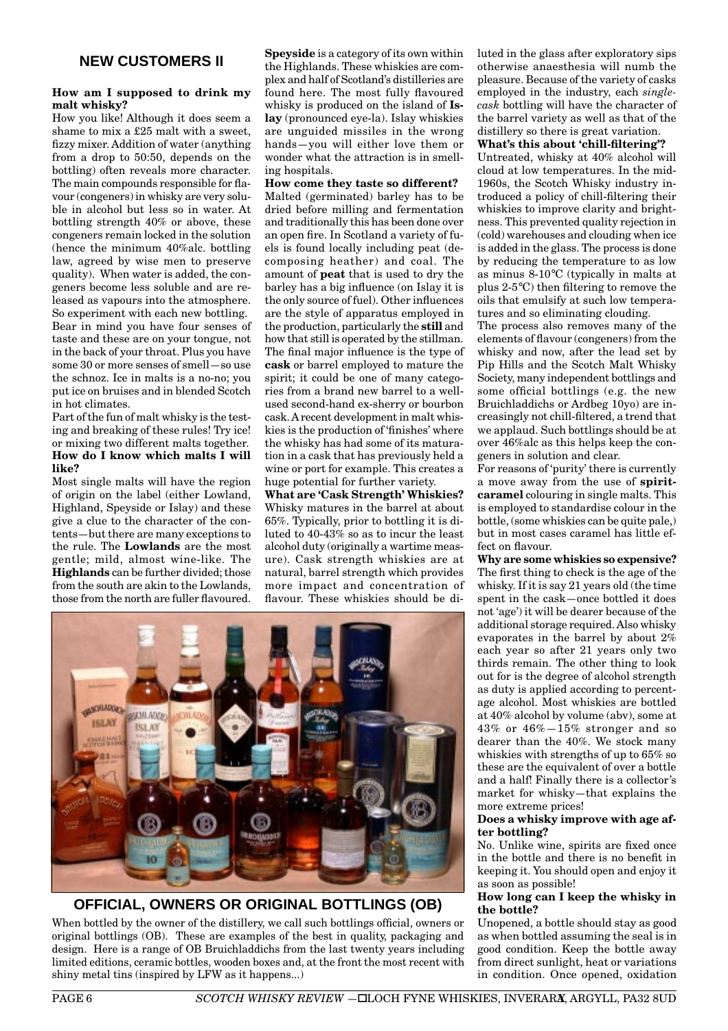## NEW CUSTOMERS II

**How am I supposed to drink my malt whisky?**

How you like! Although it does seem a shame to mix a £25 malt with a sweet, fizzy mixer. Addition of water (anything from a drop to 50:50, depends on the bottling) often reveals more character. The main compounds responsible for flavour (congeners) in whisky are very soluble in alcohol but less so in water. At bottling strength 40% or above, these congeners remain locked in the solution (hence the minimum 40%alc. bottling law, agreed by wise men to preserve quality). When water is added, the congeners become less soluble and are released as vapours into the atmosphere. So experiment with each new bottling.

Bear in mind you have four senses of taste and these are on your tongue, not in the back of your throat. Plus you have some 30 or more senses of smell—so use the schnoz. Ice in malts is a no-no; you put ice on bruises and in blended Scotch in hot climates.

Part of the fun of malt whisky is the testing and breaking of these rules! Try ice! or mixing two different malts together.

**How do I know which malts I will like?**

Most single malts will have the region of origin on the label (either Lowland, Highland, Speyside or Islay) and these give a clue to the character of the contents—but there are many exceptions to the rule. The **Lowlands** are the most gentle; mild, almost wine-like. The **Highlands** can be further divided; those from the south are akin to the Lowlands, those from the north are fuller flavoured. **Speyside** is a category of its own within the Highlands. These whiskies are complex and half of Scotland's distilleries are found here. The most fully flavoured whisky is produced on the island of **Islay** (pronounced eye-la). Islay whiskies are unguided missiles in the wrong hands—you will either love them or wonder what the attraction is in smelling hospitals.

**How come they taste so different?**

Malted (germinated) barley has to be dried before milling and fermentation and traditionally this has been done over an open fire. In Scotland a variety of fuels is found locally including peat (decomposing heather) and coal. The amount of **peat** that is used to dry the barley has a big influence (on Islay it is the only source of fuel). Other influences are the style of apparatus employed in the production, particularly the **still** and how that still is operated by the stillman. The final major influence is the type of **cask** or barrel employed to mature the spirit; it could be one of many categories from a brand new barrel to a well-used second-hand ex-sherry or bourbon cask. A recent development in malt whiskies is the production of 'finishes' where the whisky has had some of its maturation in a cask that has previously held a wine or port for example. This creates a huge potential for further variety.

**What are 'Cask Strength' Whiskies?**

Whisky matures in the barrel at about 65%. Typically, prior to bottling it is diluted to 40-43% so as to incur the least alcohol duty (originally a wartime measure). Cask strength whiskies are at natural, barrel strength which provides more impact and concentration of flavour. These whiskies should be diluted in the glass after exploratory sips otherwise anaesthesia will numb the pleasure. Because of the variety of casks employed in the industry, each *single-cask* bottling will have the character of the barrel variety as well as that of the distillery so there is great variation.

**What's this about 'chill-filtering'?**

Untreated, whisky at 40% alcohol will cloud at low temperatures. In the mid-1960s, the Scotch Whisky industry introduced a policy of chill-filtering their whiskies to improve clarity and brightness. This prevented quality rejection in (cold) warehouses and clouding when ice is added in the glass. The process is done by reducing the temperature to as low as minus 8-10°C (typically in malts at plus 2-5°C) then filtering to remove the oils that emulsify at such low temperatures and so eliminating clouding.

The process also removes many of the elements of flavour (congeners) from the whisky and now, after the lead set by Pip Hills and the Scotch Malt Whisky Society, many independent bottlings and some official bottlings (e.g. the new Bruichladdichs or Ardbeg 10yo) are increasingly not chill-filtered, a trend that we applaud. Such bottlings should be at over 46%alc as this helps keep the congeners in solution and clear.

For reasons of 'purity' there is currently a move away from the use of **spirit-caramel** colouring in single malts. This is employed to standardise colour in the bottle, (some whiskies can be quite pale,) but in most cases caramel has little effect on flavour.

**Why are some whiskies so expensive?**

The first thing to check is the age of the whisky. If it is say 21 years old (the time spent in the cask—once bottled it does not 'age') it will be dearer because of the additional storage required. Also whisky evaporates in the barrel by about 2% each year so after 21 years only two thirds remain. The other thing to look out for is the degree of alcohol strength as duty is applied according to percentage alcohol. Most whiskies are bottled at 40% alcohol by volume (abv), some at 43% or 46%—15% stronger and so dearer than the 40%. We stock many whiskies with strengths of up to 65% so these are the equivalent of over a bottle and a half! Finally there is a collector's market for whisky—that explains the more extreme prices!

**Does a whisky improve with age after bottling?**

No. Unlike wine, spirits are fixed once in the bottle and there is no benefit in keeping it. You should open and enjoy it as soon as possible!

**How long can I keep the whisky in the bottle?**

Unopened, a bottle should stay as good as when bottled assuming the seal is in good condition. Keep the bottle away from direct sunlight, heat or variations in condition. Once opened, oxidation

## OFFICIAL, OWNERS OR ORIGINAL BOTTLINGS (OB)

When bottled by the owner of the distillery, we call such bottlings official, owners or original bottlings (OB). These are examples of the best in quality, packaging and design. Here is a range of OB Bruichladdichs from the last twenty years including limited editions, ceramic bottles, wooden boxes and, at the front the most recent with shiny metal tins (inspired by LFW as it happens...)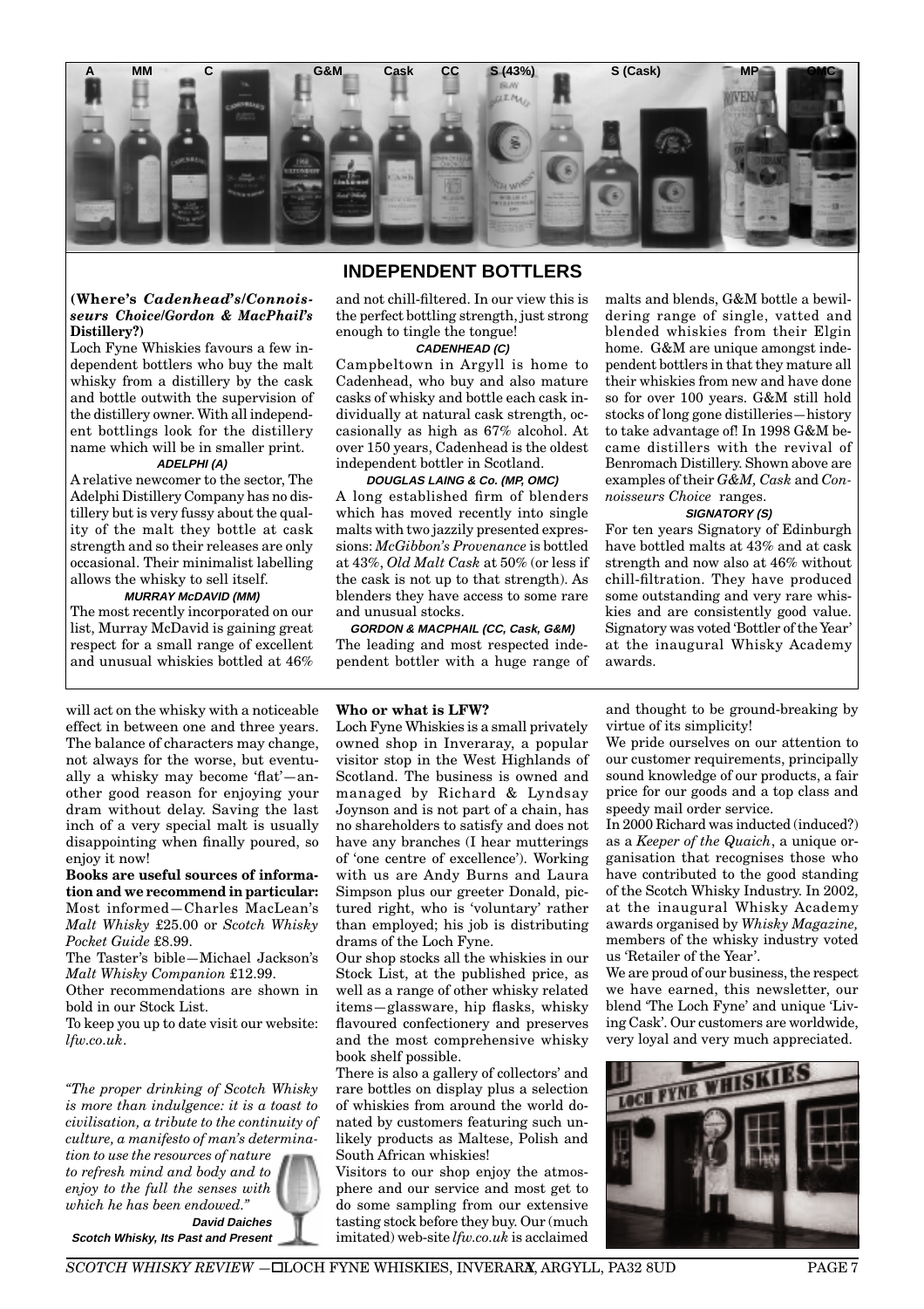A MM C G&M Cask CC S (43%) S (Cask) MP OMC

## INDEPENDENT BOTTLERS

**(Where's *Cadenhead's/Connoisseurs Choice/Gordon & MacPhail's* Distillery?)**

Loch Fyne Whiskies favours a few independent bottlers who buy the malt whisky from a distillery by the cask and bottle outwith the supervision of the distillery owner. With all independent bottlings look for the distillery name which will be in smaller print.

**ADELPHI (A)**

A relative newcomer to the sector, The Adelphi Distillery Company has no distillery but is very fussy about the quality of the malt they bottle at cask strength and so their releases are only occasional. Their minimalist labelling allows the whisky to sell itself.

**MURRAY McDAVID (MM)**

The most recently incorporated on our list, Murray McDavid is gaining great respect for a small range of excellent and unusual whiskies bottled at 46% and not chill-filtered. In our view this is the perfect bottling strength, just strong enough to tingle the tongue!

**CADENHEAD (C)**

Campbeltown in Argyll is home to Cadenhead, who buy and also mature casks of whisky and bottle each cask individually at natural cask strength, occasionally as high as 67% alcohol. At over 150 years, Cadenhead is the oldest independent bottler in Scotland.

**DOUGLAS LAING & Co. (MP, OMC)**

A long established firm of blenders which has moved recently into single malts with two jazzily presented expressions: *McGibbon's Provenance* is bottled at 43%, *Old Malt Cask* at 50% (or less if the cask is not up to that strength). As blenders they have access to some rare and unusual stocks.

**GORDON & MACPHAIL (CC, Cask, G&M)**

The leading and most respected independent bottler with a huge range of malts and blends, G&M bottle a bewildering range of single, vatted and blended whiskies from their Elgin home. G&M are unique amongst independent bottlers in that they mature all their whiskies from new and have done so for over 100 years. G&M still hold stocks of long gone distilleries—history to take advantage of! In 1998 G&M became distillers with the revival of Benromach Distillery. Shown above are examples of their *G&M, Cask* and *Connoisseurs Choice* ranges.

**SIGNATORY (S)**

For ten years Signatory of Edinburgh have bottled malts at 43% and at cask strength and now also at 46% without chill-filtration. They have produced some outstanding and very rare whiskies and are consistently good value. Signatory was voted 'Bottler of the Year' at the inaugural Whisky Academy awards.

---

will act on the whisky with a noticeable effect in between one and three years. The balance of characters may change, not always for the worse, but eventually a whisky may become 'flat'—another good reason for enjoying your dram without delay. Saving the last inch of a very special malt is usually disappointing when finally poured, so enjoy it now!

**Books are useful sources of information and we recommend in particular:** Most informed—Charles MacLean's *Malt Whisky* £25.00 or *Scotch Whisky Pocket Guide* £8.99.

The Taster's bible—Michael Jackson's *Malt Whisky Companion* £12.99.

Other recommendations are shown in bold in our Stock List.

To keep you up to date visit our website: *lfw.co.uk*.

*"The proper drinking of Scotch Whisky is more than indulgence: it is a toast to civilisation, a tribute to the continuity of culture, a manifesto of man's determination to use the resources of nature to refresh mind and body and to enjoy to the full the senses with which he has been endowed."*

**David Daiches**
**Scotch Whisky, Its Past and Present**

**Who or what is LFW?**

Loch Fyne Whiskies is a small privately owned shop in Inveraray, a popular visitor stop in the West Highlands of Scotland. The business is owned and managed by Richard & Lyndsay Joynson and is not part of a chain, has no shareholders to satisfy and does not have any branches (I hear mutterings of 'one centre of excellence'). Working with us are Andy Burns and Laura Simpson plus our greeter Donald, pictured right, who is 'voluntary' rather than employed; his job is distributing drams of the Loch Fyne.

Our shop stocks all the whiskies in our Stock List, at the published price, as well as a range of other whisky related items—glassware, hip flasks, whisky flavoured confectionery and preserves and the most comprehensive whisky book shelf possible.

There is also a gallery of collectors' and rare bottles on display plus a selection of whiskies from around the world donated by customers featuring such unlikely products as Maltese, Polish and South African whiskies!

Visitors to our shop enjoy the atmosphere and our service and most get to do some sampling from our extensive tasting stock before they buy. Our (much imitated) web-site *lfw.co.uk* is acclaimed and thought to be ground-breaking by virtue of its simplicity!

We pride ourselves on our attention to our customer requirements, principally sound knowledge of our products, a fair price for our goods and a top class and speedy mail order service.

In 2000 Richard was inducted (induced?) as a *Keeper of the Quaich*, a unique organisation that recognises those who have contributed to the good standing of the Scotch Whisky Industry. In 2002, at the inaugural Whisky Academy awards organised by *Whisky Magazine,* members of the whisky industry voted us 'Retailer of the Year'.

We are proud of our business, the respect we have earned, this newsletter, our blend 'The Loch Fyne' and unique 'Living Cask'. Our customers are worldwide, very loyal and very much appreciated.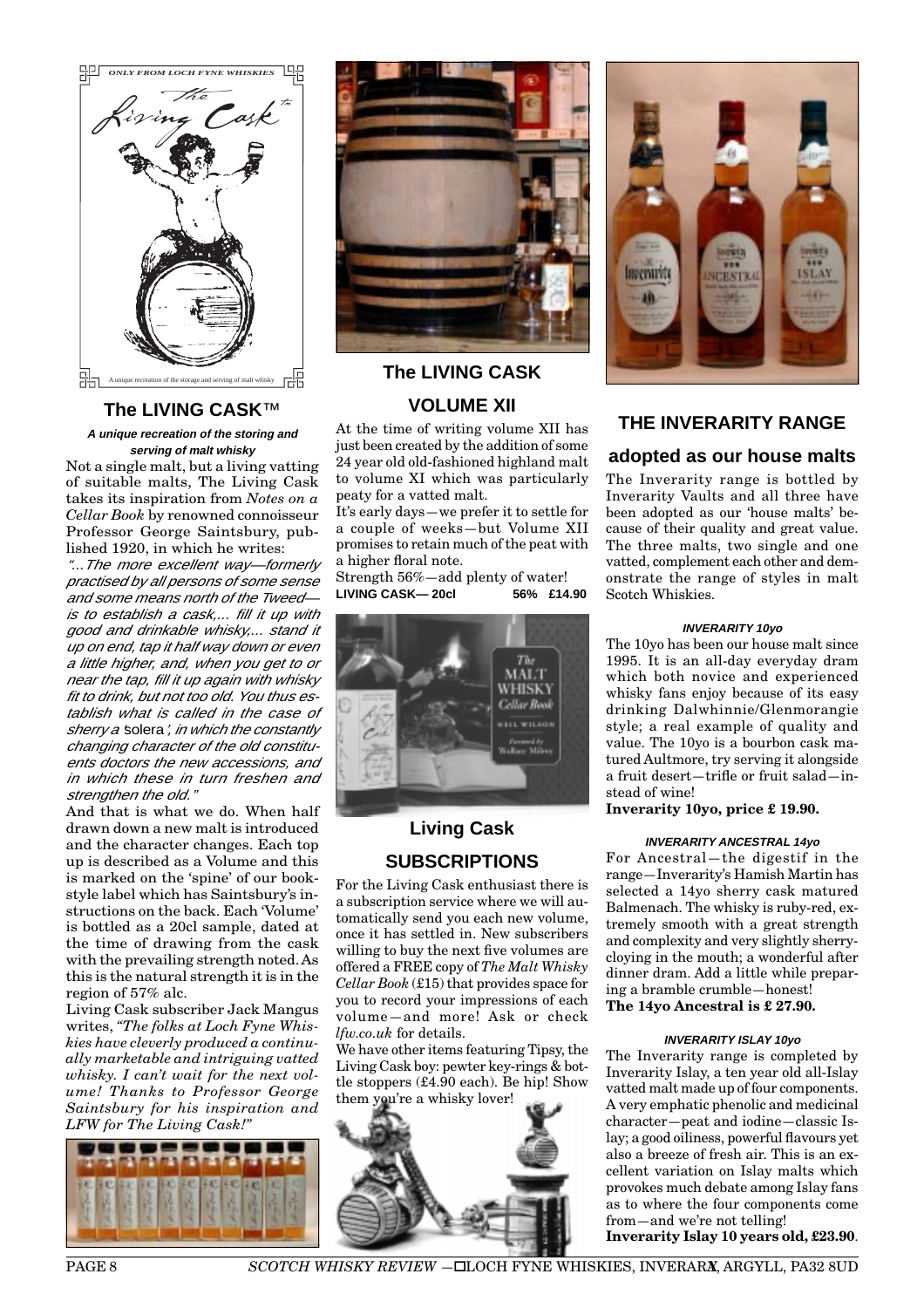## The LIVING CASK™

**_A unique recreation of the storing and serving of malt whisky_**

Not a single malt, but a living vatting of suitable malts, The Living Cask takes its inspiration from *Notes on a Cellar Book* by renowned connoisseur Professor George Saintsbury, published 1920, in which he writes:

*"...The more excellent way—formerly practised by all persons of some sense and some means north of the Tweed—is to establish a cask,... fill it up with good and drinkable whisky,... stand it up on end, tap it half way down or even a little higher, and, when you get to or near the tap, fill it up again with whisky fit to drink, but not too old. You thus establish what is called in the case of sherry a 'solera', in which the constantly changing character of the old constituents doctors the new accessions, and in which these in turn freshen and strengthen the old."*

And that is what we do. When half drawn down a new malt is introduced and the character changes. Each top up is described as a Volume and this is marked on the 'spine' of our book-style label which has Saintsbury's instructions on the back. Each 'Volume' is bottled as a 20cl sample, dated at the time of drawing from the cask with the prevailing strength noted. As this is the natural strength it is in the region of 57% alc.

Living Cask subscriber Jack Mangus writes, *"The folks at Loch Fyne Whiskies have cleverly produced a continually marketable and intriguing vatted whisky. I can't wait for the next volume! Thanks to Professor George Saintsbury for his inspiration and LFW for The Living Cask!"*

## The LIVING CASK VOLUME XII

At the time of writing volume XII has just been created by the addition of some 24 year old old-fashioned highland malt to volume XI which was particularly peaty for a vatted malt.

It's early days—we prefer it to settle for a couple of weeks—but Volume XII promises to retain much of the peat with a higher floral note.

Strength 56%—add plenty of water!

**LIVING CASK— 20cl 56% £14.90**

## Living Cask SUBSCRIPTIONS

For the Living Cask enthusiast there is a subscription service where we will automatically send you each new volume, once it has settled in. New subscribers willing to buy the next five volumes are offered a FREE copy of *The Malt Whisky Cellar Book* (£15) that provides space for you to record your impressions of each volume—and more! Ask or check *lfw.co.uk* for details.

We have other items featuring Tipsy, the Living Cask boy: pewter key-rings & bottle stoppers (£4.90 each). Be hip! Show them you're a whisky lover!

## THE INVERARITY RANGE adopted as our house malts

The Inverarity range is bottled by Inverarity Vaults and all three have been adopted as our 'house malts' because of their quality and great value. The three malts, two single and one vatted, complement each other and demonstrate the range of styles in malt Scotch Whiskies.

**_INVERARITY 10yo_**

The 10yo has been our house malt since 1995. It is an all-day everyday dram which both novice and experienced whisky fans enjoy because of its easy drinking Dalwhinnie/Glenmorangie style; a real example of quality and value. The 10yo is a bourbon cask matured Aultmore, try serving it alongside a fruit desert—trifle or fruit salad—instead of wine!

**Inverarity 10yo, price £ 19.90.**

**_INVERARITY ANCESTRAL 14yo_**

For Ancestral—the digestif in the range—Inverarity's Hamish Martin has selected a 14yo sherry cask matured Balmenach. The whisky is ruby-red, extremely smooth with a great strength and complexity and very slightly sherry-cloying in the mouth; a wonderful after dinner dram. Add a little while preparing a bramble crumble—honest!

**The 14yo Ancestral is £ 27.90.**

**_INVERARITY ISLAY 10yo_**

The Inverarity range is completed by Inverarity Islay, a ten year old all-Islay vatted malt made up of four components. A very emphatic phenolic and medicinal character—peat and iodine—classic Islay; a good oiliness, powerful flavours yet also a breeze of fresh air. This is an excellent variation on Islay malts which provokes much debate among Islay fans as to where the four components come from—and we're not telling!

**Inverarity Islay 10 years old, £23.90**.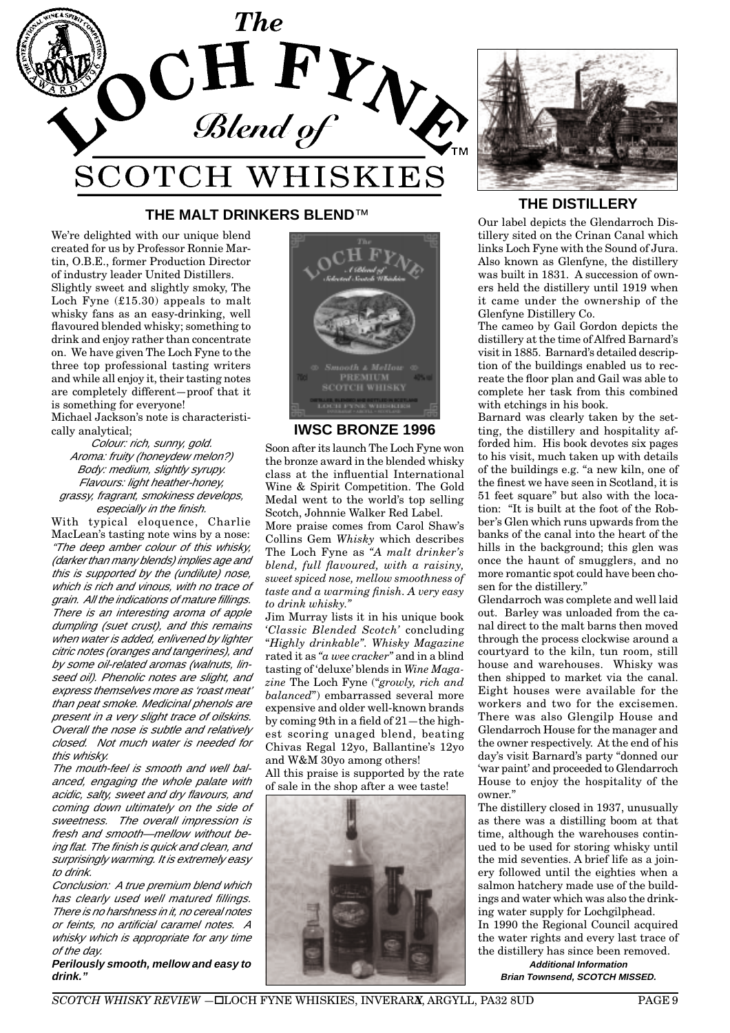# The LOCH FYNE Blend of SCOTCH WHISKIES™

## THE MALT DRINKERS BLEND™

We're delighted with our unique blend created for us by Professor Ronnie Martin, O.B.E., former Production Director of industry leader United Distillers.

Slightly sweet and slightly smoky, The Loch Fyne (£15.30) appeals to malt whisky fans as an easy-drinking, well flavoured blended whisky; something to drink and enjoy rather than concentrate on. We have given The Loch Fyne to the three top professional tasting writers and while all enjoy it, their tasting notes are completely different—proof that it is something for everyone!

Michael Jackson's note is characteristically analytical;

*Colour: rich, sunny, gold.*
*Aroma: fruity (honeydew melon?)*
*Body: medium, slightly syrupy.*
*Flavours: light heather-honey, grassy, fragrant, smokiness develops, especially in the finish.*

With typical eloquence, Charlie MacLean's tasting note wins by a nose: *"The deep amber colour of this whisky, (darker than many blends) implies age and this is supported by the (undilute) nose, which is rich and vinous, with no trace of grain. All the indications of mature fillings. There is an interesting aroma of apple dumpling (suet crust), and this remains when water is added, enlivened by lighter citric notes (oranges and tangerines), and by some oil-related aromas (walnuts, linseed oil). Phenolic notes are slight, and express themselves more as 'roast meat' than peat smoke. Medicinal phenols are present in a very slight trace of oilskins. Overall the nose is subtle and relatively closed. Not much water is needed for this whisky.*

*The mouth-feel is smooth and well balanced, engaging the whole palate with acidic, salty, sweet and dry flavours, and coming down ultimately on the side of sweetness. The overall impression is fresh and smooth—mellow without being flat. The finish is quick and clean, and surprisingly warming. It is extremely easy to drink.*

*Conclusion: A true premium blend which has clearly used well matured fillings. There is no harshness in it, no cereal notes or feints, no artificial caramel notes. A whisky which is appropriate for any time of the day.*

***Perilously smooth, mellow and easy to drink."***

### IWSC BRONZE 1996

Soon after its launch The Loch Fyne won the bronze award in the blended whisky class at the influential International Wine & Spirit Competition. The Gold Medal went to the world's top selling Scotch, Johnnie Walker Red Label.

More praise comes from Carol Shaw's Collins Gem *Whisky* which describes The Loch Fyne as *"A malt drinker's blend, full flavoured, with a raisiny, sweet spiced nose, mellow smoothness of taste and a warming finish. A very easy to drink whisky."*

Jim Murray lists it in his unique book *'Classic Blended Scotch'* concluding *"Highly drinkable". Whisky Magazine* rated it as *"a wee cracker"* and in a blind tasting of 'deluxe' blends in *Wine Magazine* The Loch Fyne (*"growly, rich and balanced"*) embarrassed several more expensive and older well-known brands by coming 9th in a field of 21—the highest scoring unaged blend, beating Chivas Regal 12yo, Ballantine's 12yo and W&M 30yo among others!

All this praise is supported by the rate of sale in the shop after a wee taste!

## THE DISTILLERY

Our label depicts the Glendarroch Distillery sited on the Crinan Canal which links Loch Fyne with the Sound of Jura. Also known as Glenfyne, the distillery was built in 1831. A succession of owners held the distillery until 1919 when it came under the ownership of the Glenfyne Distillery Co.

The cameo by Gail Gordon depicts the distillery at the time of Alfred Barnard's visit in 1885. Barnard's detailed description of the buildings enabled us to recreate the floor plan and Gail was able to complete her task from this combined with etchings in his book.

Barnard was clearly taken by the setting, the distillery and hospitality afforded him. His book devotes six pages to his visit, much taken up with details of the buildings e.g. "a new kiln, one of the finest we have seen in Scotland, it is 51 feet square" but also with the location: "It is built at the foot of the Robber's Glen which runs upwards from the banks of the canal into the heart of the hills in the background; this glen was once the haunt of smugglers, and no more romantic spot could have been chosen for the distillery."

Glendarroch was complete and well laid out. Barley was unloaded from the canal direct to the malt barns then moved through the process clockwise around a courtyard to the kiln, tun room, still house and warehouses. Whisky was then shipped to market via the canal. Eight houses were available for the workers and two for the excisemen. There was also Glengilp House and Glendarroch House for the manager and the owner respectively. At the end of his day's visit Barnard's party "donned our 'war paint' and proceeded to Glendarroch House to enjoy the hospitality of the owner."

The distillery closed in 1937, unusually as there was a distilling boom at that time, although the warehouses continued to be used for storing whisky until the mid seventies. A brief life as a joinery followed until the eighties when a salmon hatchery made use of the buildings and water which was also the drinking water supply for Lochgilphead.

In 1990 the Regional Council acquired the water rights and every last trace of the distillery has since been removed.

**Additional Information**
**Brian Townsend, SCOTCH MISSED.**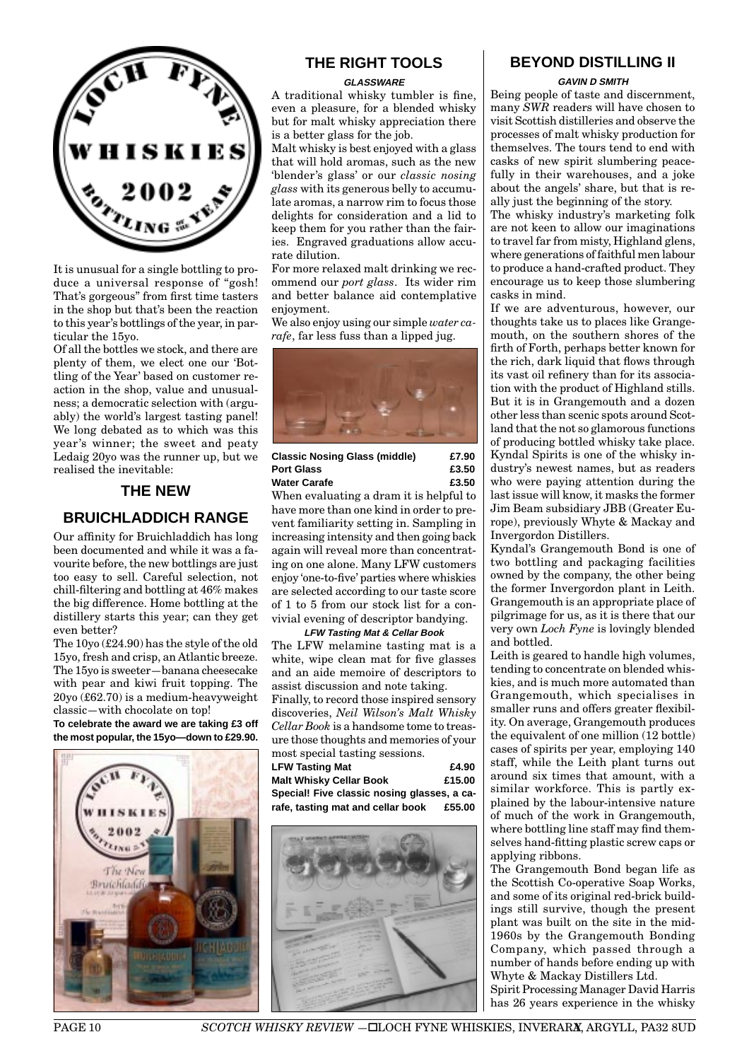It is unusual for a single bottling to produce a universal response of "gosh! That's gorgeous" from first time tasters in the shop but that's been the reaction to this year's bottlings of the year, in particular the 15yo.

Of all the bottles we stock, and there are plenty of them, we elect one our 'Bottling of the Year' based on customer reaction in the shop, value and unusualness; a democratic selection with (arguably) the world's largest tasting panel! We long debated as to which was this year's winner; the sweet and peaty Ledaig 20yo was the runner up, but we realised the inevitable:

## THE NEW BRUICHLADDICH RANGE

Our affinity for Bruichladdich has long been documented and while it was a favourite before, the new bottlings are just too easy to sell. Careful selection, not chill-filtering and bottling at 46% makes the big difference. Home bottling at the distillery starts this year; can they get even better?

The 10yo (£24.90) has the style of the old 15yo, fresh and crisp, an Atlantic breeze. The 15yo is sweeter—banana cheesecake with pear and kiwi fruit topping. The 20yo (£62.70) is a medium-heavyweight classic—with chocolate on top!

**To celebrate the award we are taking £3 off the most popular, the 15yo—down to £29.90.**

## THE RIGHT TOOLS

### *GLASSWARE*

A traditional whisky tumbler is fine, even a pleasure, for a blended whisky but for malt whisky appreciation there is a better glass for the job.

Malt whisky is best enjoyed with a glass that will hold aromas, such as the new 'blender's glass' or our *classic nosing glass* with its generous belly to accumulate aromas, a narrow rim to focus those delights for consideration and a lid to keep them for you rather than the fairies. Engraved graduations allow accurate dilution.

For more relaxed malt drinking we recommend our *port glass*. Its wider rim and better balance aid contemplative enjoyment.

We also enjoy using our simple *water carafe*, far less fuss than a lipped jug.

| | |
|---|---|
| **Classic Nosing Glass (middle)** | **£7.90** |
| **Port Glass** | **£3.50** |
| **Water Carafe** | **£3.50** |

When evaluating a dram it is helpful to have more than one kind in order to prevent familiarity setting in. Sampling in increasing intensity and then going back again will reveal more than concentrating on one alone. Many LFW customers enjoy 'one-to-five' parties where whiskies are selected according to our taste score of 1 to 5 from our stock list for a convivial evening of descriptor bandying.

### *LFW Tasting Mat & Cellar Book*

The LFW melamine tasting mat is a white, wipe clean mat for five glasses and an aide memoire of descriptors to assist discussion and note taking.

Finally, to record those inspired sensory discoveries, *Neil Wilson's Malt Whisky Cellar Book* is a handsome tome to treasure those thoughts and memories of your most special tasting sessions.

| | |
|---|---|
| **LFW Tasting Mat** | **£4.90** |
| **Malt Whisky Cellar Book** | **£15.00** |
| **Special! Five classic nosing glasses, a carafe, tasting mat and cellar book** | **£55.00** |

## BEYOND DISTILLING II

### *GAVIN D SMITH*

Being people of taste and discernment, many *SWR* readers will have chosen to visit Scottish distilleries and observe the processes of malt whisky production for themselves. The tours tend to end with casks of new spirit slumbering peacefully in their warehouses, and a joke about the angels' share, but that is really just the beginning of the story.

The whisky industry's marketing folk are not keen to allow our imaginations to travel far from misty, Highland glens, where generations of faithful men labour to produce a hand-crafted product. They encourage us to keep those slumbering casks in mind.

If we are adventurous, however, our thoughts take us to places like Grangemouth, on the southern shores of the firth of Forth, perhaps better known for the rich, dark liquid that flows through its vast oil refinery than for its association with the product of Highland stills. But it is in Grangemouth and a dozen other less than scenic spots around Scotland that the not so glamorous functions of producing bottled whisky take place. Kyndal Spirits is one of the whisky industry's newest names, but as readers who were paying attention during the last issue will know, it masks the former Jim Beam subsidiary JBB (Greater Europe), previously Whyte & Mackay and Invergordon Distillers.

Kyndal's Grangemouth Bond is one of two bottling and packaging facilities owned by the company, the other being the former Invergordon plant in Leith. Grangemouth is an appropriate place of pilgrimage for us, as it is there that our very own *Loch Fyne* is lovingly blended and bottled.

Leith is geared to handle high volumes, tending to concentrate on blended whiskies, and is much more automated than Grangemouth, which specialises in smaller runs and offers greater flexibility. On average, Grangemouth produces the equivalent of one million (12 bottle) cases of spirits per year, employing 140 staff, while the Leith plant turns out around six times that amount, with a similar workforce. This is partly explained by the labour-intensive nature of much of the work in Grangemouth, where bottling line staff may find themselves hand-fitting plastic screw caps or applying ribbons.

The Grangemouth Bond began life as the Scottish Co-operative Soap Works, and some of its original red-brick buildings still survive, though the present plant was built on the site in the mid-1960s by the Grangemouth Bonding Company, which passed through a number of hands before ending up with Whyte & Mackay Distillers Ltd.

Spirit Processing Manager David Harris has 26 years experience in the whisky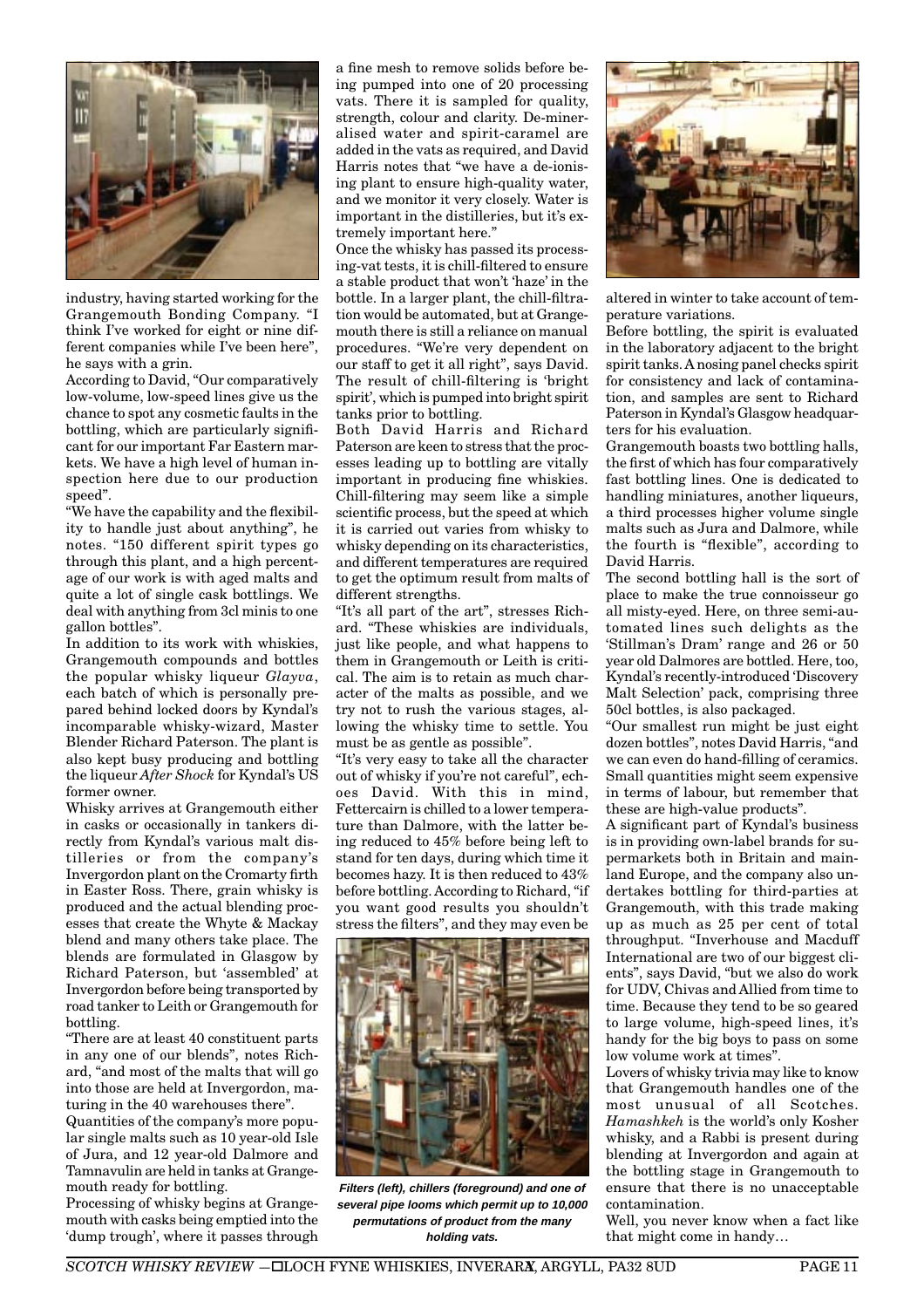industry, having started working for the Grangemouth Bonding Company. "I think I've worked for eight or nine different companies while I've been here", he says with a grin.

According to David, "Our comparatively low-volume, low-speed lines give us the chance to spot any cosmetic faults in the bottling, which are particularly significant for our important Far Eastern markets. We have a high level of human inspection here due to our production speed".

"We have the capability and the flexibility to handle just about anything", he notes. "150 different spirit types go through this plant, and a high percentage of our work is with aged malts and quite a lot of single cask bottlings. We deal with anything from 3cl minis to one gallon bottles".

In addition to its work with whiskies, Grangemouth compounds and bottles the popular whisky liqueur *Glayva*, each batch of which is personally prepared behind locked doors by Kyndal's incomparable whisky-wizard, Master Blender Richard Paterson. The plant is also kept busy producing and bottling the liqueur *After Shock* for Kyndal's US former owner.

Whisky arrives at Grangemouth either in casks or occasionally in tankers directly from Kyndal's various malt distilleries or from the company's Invergordon plant on the Cromarty firth in Easter Ross. There, grain whisky is produced and the actual blending processes that create the Whyte & Mackay blend and many others take place. The blends are formulated in Glasgow by Richard Paterson, but 'assembled' at Invergordon before being transported by road tanker to Leith or Grangemouth for bottling.

"There are at least 40 constituent parts in any one of our blends", notes Richard, "and most of the malts that will go into those are held at Invergordon, maturing in the 40 warehouses there".

Quantities of the company's more popular single malts such as 10 year-old Isle of Jura, and 12 year-old Dalmore and Tamnavulin are held in tanks at Grangemouth ready for bottling.

Processing of whisky begins at Grangemouth with casks being emptied into the 'dump trough', where it passes through a fine mesh to remove solids before being pumped into one of 20 processing vats. There it is sampled for quality, strength, colour and clarity. De-mineralised water and spirit-caramel are added in the vats as required, and David Harris notes that "we have a de-ionising plant to ensure high-quality water, and we monitor it very closely. Water is important in the distilleries, but it's extremely important here."

Once the whisky has passed its processing-vat tests, it is chill-filtered to ensure a stable product that won't 'haze' in the bottle. In a larger plant, the chill-filtration would be automated, but at Grangemouth there is still a reliance on manual procedures. "We're very dependent on our staff to get it all right", says David. The result of chill-filtering is 'bright spirit', which is pumped into bright spirit tanks prior to bottling.

Both David Harris and Richard Paterson are keen to stress that the processes leading up to bottling are vitally important in producing fine whiskies. Chill-filtering may seem like a simple scientific process, but the speed at which it is carried out varies from whisky to whisky depending on its characteristics, and different temperatures are required to get the optimum result from malts of different strengths.

"It's all part of the art", stresses Richard. "These whiskies are individuals, just like people, and what happens to them in Grangemouth or Leith is critical. The aim is to retain as much character of the malts as possible, and we try not to rush the various stages, allowing the whisky time to settle. You must be as gentle as possible".

"It's very easy to take all the character out of whisky if you're not careful", echoes David. With this in mind, Fettercairn is chilled to a lower temperature than Dalmore, with the latter being reduced to 45% before being left to stand for ten days, during which time it becomes hazy. It is then reduced to 43% before bottling. According to Richard, "if you want good results you shouldn't stress the filters", and they may even be altered in winter to take account of temperature variations.

*Filters (left), chillers (foreground) and one of several pipe looms which permit up to 10,000 permutations of product from the many holding vats.*

Before bottling, the spirit is evaluated in the laboratory adjacent to the bright spirit tanks. A nosing panel checks spirit for consistency and lack of contamination, and samples are sent to Richard Paterson in Kyndal's Glasgow headquarters for his evaluation.

Grangemouth boasts two bottling halls, the first of which has four comparatively fast bottling lines. One is dedicated to handling miniatures, another liqueurs, a third processes higher volume single malts such as Jura and Dalmore, while the fourth is "flexible", according to David Harris.

The second bottling hall is the sort of place to make the true connoisseur go all misty-eyed. Here, on three semi-automated lines such delights as the 'Stillman's Dram' range and 26 or 50 year old Dalmores are bottled. Here, too, Kyndal's recently-introduced 'Discovery Malt Selection' pack, comprising three 50cl bottles, is also packaged.

"Our smallest run might be just eight dozen bottles", notes David Harris, "and we can even do hand-filling of ceramics. Small quantities might seem expensive in terms of labour, but remember that these are high-value products".

A significant part of Kyndal's business is in providing own-label brands for supermarkets both in Britain and mainland Europe, and the company also undertakes bottling for third-parties at Grangemouth, with this trade making up as much as 25 per cent of total throughput. "Inverhouse and Macduff International are two of our biggest clients", says David, "but we also do work for UDV, Chivas and Allied from time to time. Because they tend to be so geared to large volume, high-speed lines, it's handy for the big boys to pass on some low volume work at times".

Lovers of whisky trivia may like to know that Grangemouth handles one of the most unusual of all Scotches. *Hamashkeh* is the world's only Kosher whisky, and a Rabbi is present during blending at Invergordon and again at the bottling stage in Grangemouth to ensure that there is no unacceptable contamination.

Well, you never know when a fact like that might come in handy…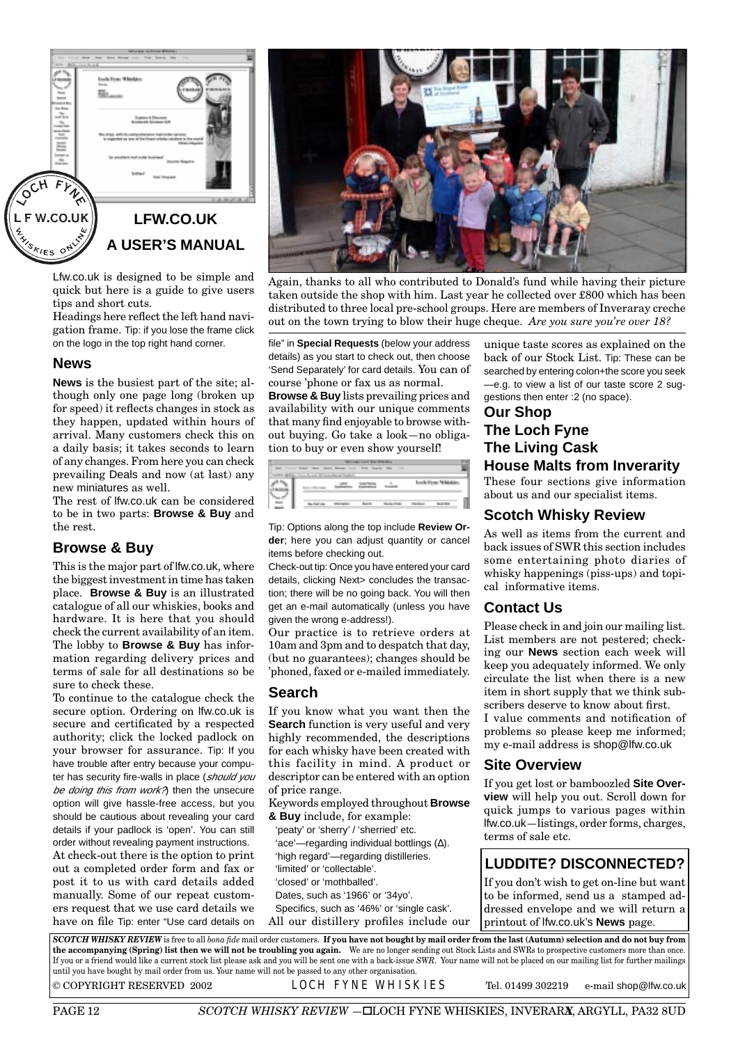# LFW.CO.UK
## A USER'S MANUAL

Lfw.co.uk is designed to be simple and quick but here is a guide to give users tips and short cuts.

Headings here reflect the left hand navigation frame. Tip: if you lose the frame click on the logo in the top right hand corner.

### News

**News** is the busiest part of the site; although only one page long (broken up for speed) it reflects changes in stock as they happen, updated within hours of arrival. Many customers check this on a daily basis; it takes seconds to learn of any changes. From here you can check prevailing Deals and now (at last) any new miniatures as well.

The rest of lfw.co.uk can be considered to be in two parts: **Browse & Buy** and the rest.

### Browse & Buy

This is the major part of lfw.co.uk, where the biggest investment in time has taken place. **Browse & Buy** is an illustrated catalogue of all our whiskies, books and hardware. It is here that you should check the current availability of an item. The lobby to **Browse & Buy** has information regarding delivery prices and terms of sale for all destinations so be sure to check these.

To continue to the catalogue check the secure option. Ordering on lfw.co.uk is secure and certificated by a respected authority; click the locked padlock on your browser for assurance. Tip: If you have trouble after entry because your computer has security fire-walls in place (*should you be doing this from work?*) then the unsecure option will give hassle-free access, but you should be cautious about revealing your card details if your padlock is 'open'. You can still order without revealing payment instructions.

At check-out there is the option to print out a completed order form and fax or post it to us with card details added manually. Some of our repeat customers request that we use card details we have on file Tip: enter "Use card details on file" in **Special Requests** (below your address details) as you start to check out, then choose 'Send Separately' for card details. You can of course 'phone or fax us as normal.

**Browse & Buy** lists prevailing prices and availability with our unique comments that many find enjoyable to browse without buying. Go take a look—no obligation to buy or even show yourself!

Tip: Options along the top include **Review Order**; here you can adjust quantity or cancel items before checking out.

Check-out tip: Once you have entered your card details, clicking Next> concludes the transaction; there will be no going back. You will then get an e-mail automatically (unless you have given the wrong e-address!).

Our practice is to retrieve orders at 10am and 3pm and to despatch that day, (but no guarantees); changes should be 'phoned, faxed or e-mailed immediately.

### Search

If you know what you want then the **Search** function is very useful and very highly recommended, the descriptions for each whisky have been created with this facility in mind. A product or descriptor can be entered with an option of price range.

Keywords employed throughout **Browse & Buy** include, for example:

- 'peaty' or 'sherry' / 'sherried' etc.
- 'ace'—regarding individual bottlings (∆).
- 'high regard'—regarding distilleries.
- 'limited' or 'collectable'.
- 'closed' or 'mothballed'.
- Dates, such as '1966' or '34yo'.
- Specifics, such as '46%' or 'single cask'.

All our distillery profiles include our unique taste scores as explained on the back of our Stock List. Tip: These can be searched by entering colon+the score you seek—e.g. to view a list of our taste score 2 suggestions then enter :2 (no space).

### Our Shop
### The Loch Fyne
### The Living Cask
### House Malts from Inverarity

These four sections give information about us and our specialist items.

### Scotch Whisky Review

As well as items from the current and back issues of SWR this section includes some entertaining photo diaries of whisky happenings (piss-ups) and topical informative items.

### Contact Us

Please check in and join our mailing list. List members are not pestered; checking our **News** section each week will keep you adequately informed. We only circulate the list when there is a new item in short supply that we think subscribers deserve to know about first.

I value comments and notification of problems so please keep me informed; my e-mail address is shop@lfw.co.uk

### Site Overview

If you get lost or bamboozled **Site Overview** will help you out. Scroll down for quick jumps to various pages within lfw.co.uk—listings, order forms, charges, terms of sale etc.

### LUDDITE? DISCONNECTED?

If you don't wish to get on-line but want to be informed, send us a stamped addressed envelope and we will return a printout of lfw.co.uk's **News** page.

Again, thanks to all who contributed to Donald's fund while having their picture taken outside the shop with him. Last year he collected over £800 which has been distributed to three local pre-school groups. Here are members of Inveraray creche out on the town trying to blow their huge cheque. *Are you sure you're over 18?*

***SCOTCH WHISKY REVIEW*** **is free to all** ***bona fide*** **mail order customers. If you have not bought by mail order from the last (Autumn) selection and do not buy from the accompanying (Spring) list then we will not be troubling you again.** We are no longer sending out Stock Lists and SWRs to prospective customers more than once. If you or a friend would like a current stock list please ask and you will be sent one with a back-issue *SWR*. Your name will not be placed on our mailing list for further mailings until you have bought by mail order from us. Your name will not be passed to any other organisation.

© COPYRIGHT RESERVED 2002 LOCH FYNE WHISKIES Tel. 01499 302219 e-mail shop@lfw.co.uk